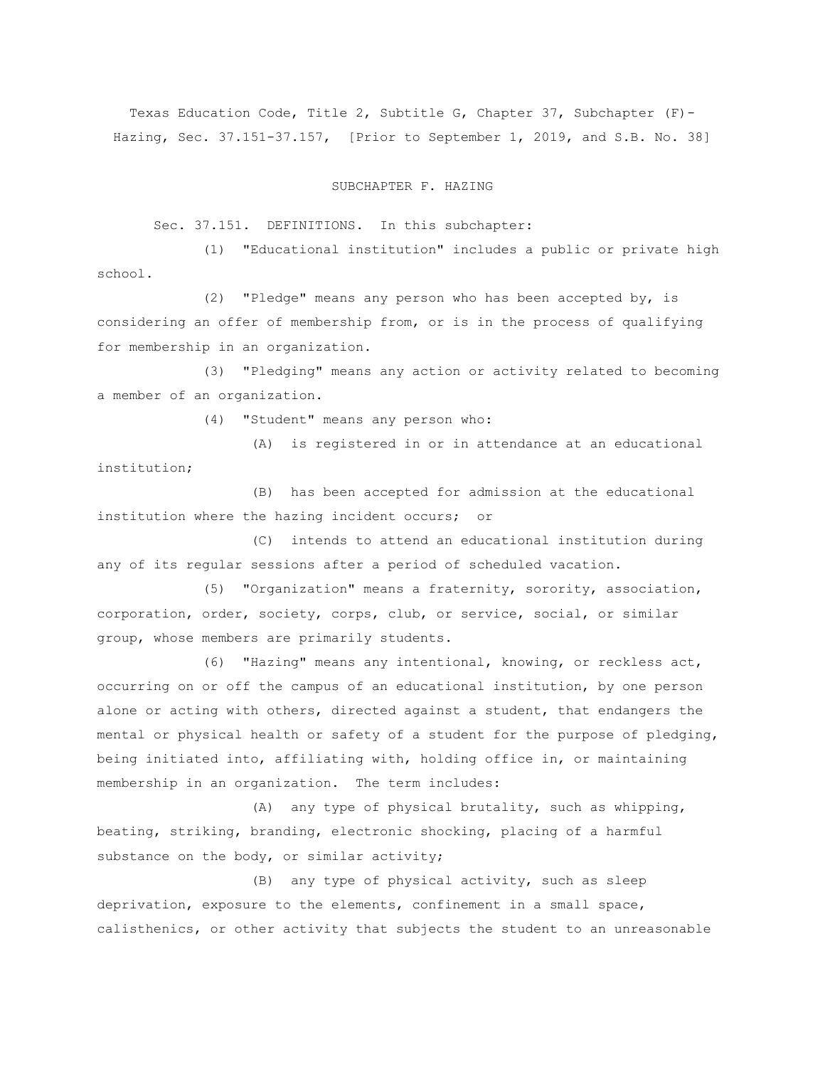Texas Education Code, Title 2, Subtitle G, Chapter 37, Subchapter (F)- Hazing, Sec. 37.151-37.157, [Prior to September 1, 2019, and S.B. No. 38]

## SUBCHAPTER F. HAZING

Sec. 37.151. DEFINITIONS. In this subchapter:

(1) "Educational institution" includes a public or private high school.

(2) "Pledge" means any person who has been accepted by, is considering an offer of membership from, or is in the process of qualifying for membership in an organization.

(3) "Pledging" means any action or activity related to becoming a member of an organization.

(4) "Student" means any person who:

(A) is registered in or in attendance at an educational institution;

(B) has been accepted for admission at the educational institution where the hazing incident occurs; or

(C) intends to attend an educational institution during any of its regular sessions after a period of scheduled vacation.

(5) "Organization" means a fraternity, sorority, association, corporation, order, society, corps, club, or service, social, or similar group, whose members are primarily students.

(6) "Hazing" means any intentional, knowing, or reckless act, occurring on or off the campus of an educational institution, by one person alone or acting with others, directed against a student, that endangers the mental or physical health or safety of a student for the purpose of pledging, being initiated into, affiliating with, holding office in, or maintaining membership in an organization. The term includes:

(A) any type of physical brutality, such as whipping, beating, striking, branding, electronic shocking, placing of a harmful substance on the body, or similar activity;

(B) any type of physical activity, such as sleep deprivation, exposure to the elements, confinement in a small space, calisthenics, or other activity that subjects the student to an unreasonable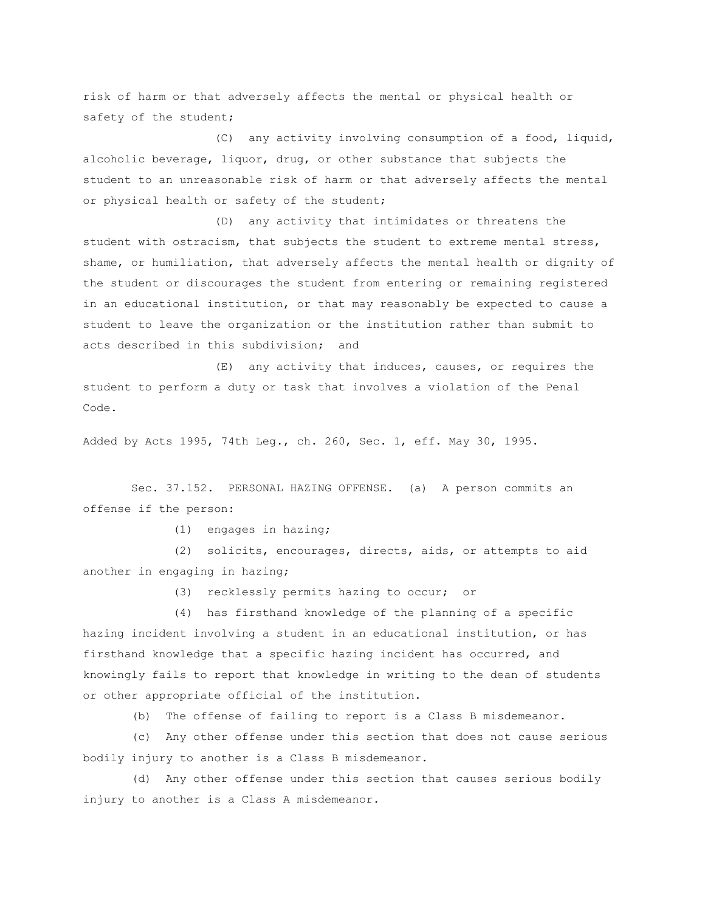risk of harm or that adversely affects the mental or physical health or safety of the student;

(C) any activity involving consumption of a food, liquid, alcoholic beverage, liquor, drug, or other substance that subjects the student to an unreasonable risk of harm or that adversely affects the mental or physical health or safety of the student;

(D) any activity that intimidates or threatens the student with ostracism, that subjects the student to extreme mental stress, shame, or humiliation, that adversely affects the mental health or dignity of the student or discourages the student from entering or remaining registered in an educational institution, or that may reasonably be expected to cause a student to leave the organization or the institution rather than submit to acts described in this subdivision; and

(E) any activity that induces, causes, or requires the student to perform a duty or task that involves a violation of the Penal Code.

Added by Acts 1995, 74th Leg., ch. 260, Sec. 1, eff. May 30, 1995.

Sec. 37.152. PERSONAL HAZING OFFENSE. (a) A person commits an offense if the person:

(1) engages in hazing;

(2) solicits, encourages, directs, aids, or attempts to aid another in engaging in hazing;

(3) recklessly permits hazing to occur; or

(4) has firsthand knowledge of the planning of a specific hazing incident involving a student in an educational institution, or has firsthand knowledge that a specific hazing incident has occurred, and knowingly fails to report that knowledge in writing to the dean of students or other appropriate official of the institution.

(b) The offense of failing to report is a Class B misdemeanor.

(c) Any other offense under this section that does not cause serious bodily injury to another is a Class B misdemeanor.

(d) Any other offense under this section that causes serious bodily injury to another is a Class A misdemeanor.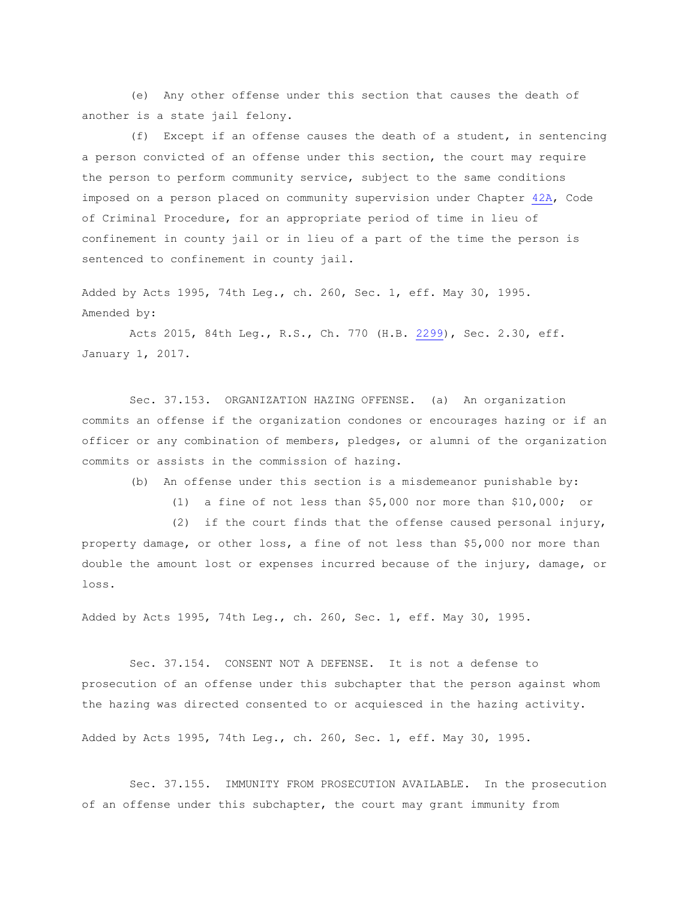(e) Any other offense under this section that causes the death of another is a state jail felony.

(f) Except if an offense causes the death of a student, in sentencing a person convicted of an offense under this section, the court may require the person to perform community service, subject to the same conditions imposed on a person placed on community supervision under Chapter 42A, Code of Criminal Procedure, for an appropriate period of time in lieu of confinement in county jail or in lieu of a part of the time the person is sentenced to confinement in county jail.

Added by Acts 1995, 74th Leg., ch. 260, Sec. 1, eff. May 30, 1995.
Amended by:

Acts 2015, 84th Leg., R.S., Ch. 770 (H.B. 2299), Sec. 2.30, eff. January 1, 2017.

Sec. 37.153. ORGANIZATION HAZING OFFENSE. (a) An organization commits an offense if the organization condones or encourages hazing or if an officer or any combination of members, pledges, or alumni of the organization commits or assists in the commission of hazing.

(b) An offense under this section is a misdemeanor punishable by:

(1) a fine of not less than $5,000 nor more than $10,000; or

(2) if the court finds that the offense caused personal injury, property damage, or other loss, a fine of not less than $5,000 nor more than double the amount lost or expenses incurred because of the injury, damage, or loss.

Added by Acts 1995, 74th Leg., ch. 260, Sec. 1, eff. May 30, 1995.

Sec. 37.154. CONSENT NOT A DEFENSE. It is not a defense to prosecution of an offense under this subchapter that the person against whom the hazing was directed consented to or acquiesced in the hazing activity.

Added by Acts 1995, 74th Leg., ch. 260, Sec. 1, eff. May 30, 1995.

Sec. 37.155. IMMUNITY FROM PROSECUTION AVAILABLE. In the prosecution of an offense under this subchapter, the court may grant immunity from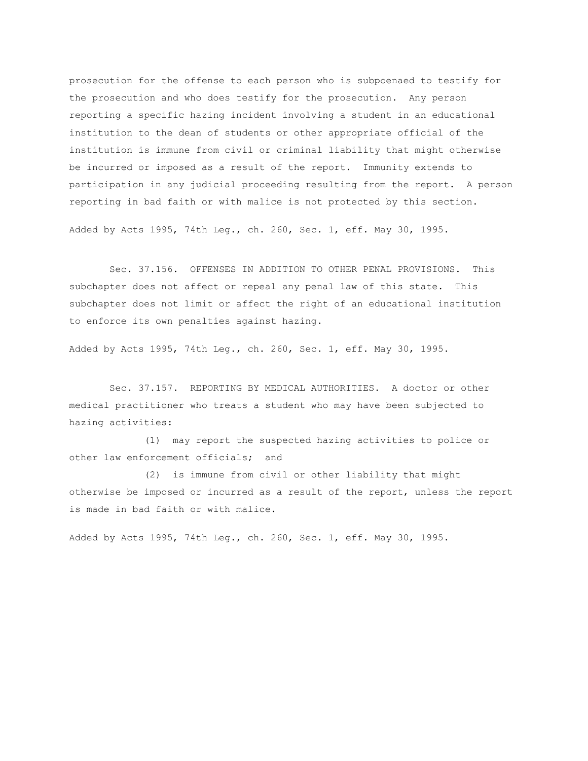prosecution for the offense to each person who is subpoenaed to testify for the prosecution and who does testify for the prosecution. Any person reporting a specific hazing incident involving a student in an educational institution to the dean of students or other appropriate official of the institution is immune from civil or criminal liability that might otherwise be incurred or imposed as a result of the report. Immunity extends to participation in any judicial proceeding resulting from the report. A person reporting in bad faith or with malice is not protected by this section.

Added by Acts 1995, 74th Leg., ch. 260, Sec. 1, eff. May 30, 1995.

Sec. 37.156. OFFENSES IN ADDITION TO OTHER PENAL PROVISIONS. This subchapter does not affect or repeal any penal law of this state. This subchapter does not limit or affect the right of an educational institution to enforce its own penalties against hazing.

Added by Acts 1995, 74th Leg., ch. 260, Sec. 1, eff. May 30, 1995.

Sec. 37.157. REPORTING BY MEDICAL AUTHORITIES. A doctor or other medical practitioner who treats a student who may have been subjected to hazing activities:

(1) may report the suspected hazing activities to police or other law enforcement officials; and

(2) is immune from civil or other liability that might otherwise be imposed or incurred as a result of the report, unless the report is made in bad faith or with malice.

Added by Acts 1995, 74th Leg., ch. 260, Sec. 1, eff. May 30, 1995.